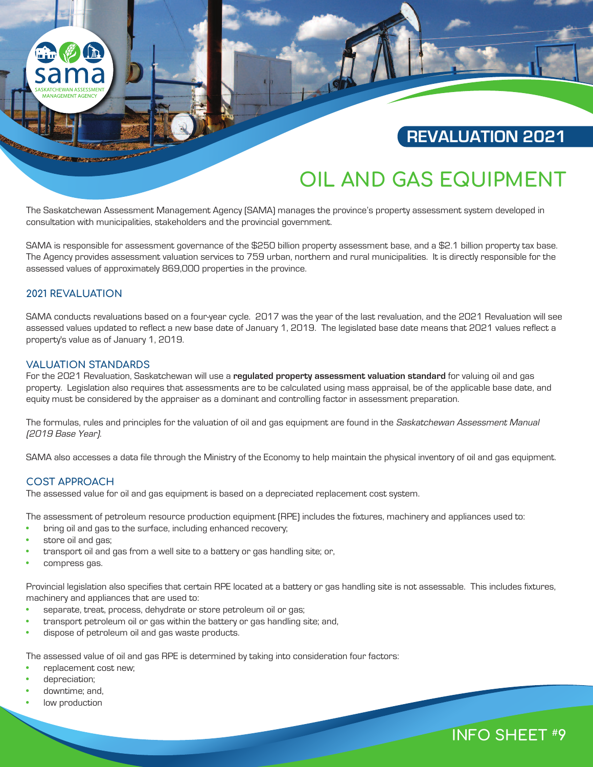REVALUATION 2021

# OIL AND GAS EQUIPMENT

The Saskatchewan Assessment Management Agency (SAMA) manages the province's property assessment system developed in consultation with municipalities, stakeholders and the provincial government.

SAMA is responsible for assessment governance of the $250 billion property assessment base, and a $2.1 billion property tax base. The Agency provides assessment valuation services to 759 urban, northern and rural municipalities. It is directly responsible for the assessed values of approximately 869,000 properties in the province.

## 2021 REVALUATION

SAMA conducts revaluations based on a four-year cycle. 2017 was the year of the last revaluation, and the 2021 Revaluation will see assessed values updated to reflect a new base date of January 1, 2019. The legislated base date means that 2021 values reflect a property's value as of January 1, 2019.

## VALUATION STANDARDS

For the 2021 Revaluation, Saskatchewan will use a **regulated property assessment valuation standard** for valuing oil and gas property. Legislation also requires that assessments are to be calculated using mass appraisal, be of the applicable base date, and equity must be considered by the appraiser as a dominant and controlling factor in assessment preparation.

The formulas, rules and principles for the valuation of oil and gas equipment are found in the *Saskatchewan Assessment Manual (2019 Base Year).*

SAMA also accesses a data file through the Ministry of the Economy to help maintain the physical inventory of oil and gas equipment.

## COST APPROACH

The assessed value for oil and gas equipment is based on a depreciated replacement cost system.

The assessment of petroleum resource production equipment (RPE) includes the fixtures, machinery and appliances used to:

- bring oil and gas to the surface, including enhanced recovery;
- store oil and gas;
- transport oil and gas from a well site to a battery or gas handling site; or,
- compress gas.

Provincial legislation also specifies that certain RPE located at a battery or gas handling site is not assessable. This includes fixtures, machinery and appliances that are used to:

- separate, treat, process, dehydrate or store petroleum oil or gas;
- transport petroleum oil or gas within the battery or gas handling site; and,
- dispose of petroleum oil and gas waste products.

The assessed value of oil and gas RPE is determined by taking into consideration four factors:

- replacement cost new;
- depreciation;
- downtime; and,
- low production

INFO SHEET #9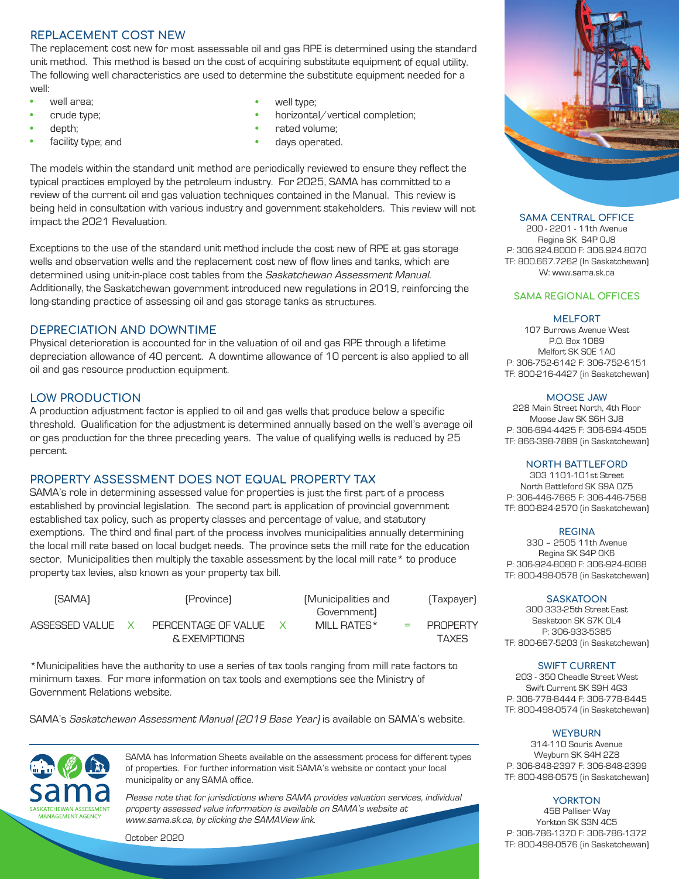## REPLACEMENT COST NEW

The replacement cost new for most assessable oil and gas RPE is determined using the standard unit method. This method is based on the cost of acquiring substitute equipment of equal utility. The following well characteristics are used to determine the substitute equipment needed for a well:

- well area;
- crude type;
- depth;
- facility type; and
- well type;
- horizontal/vertical completion;
- rated volume;
- days operated.

The models within the standard unit method are periodically reviewed to ensure they reflect the typical practices employed by the petroleum industry. For 2025, SAMA has committed to a review of the current oil and gas valuation techniques contained in the Manual. This review is being held in consultation with various industry and government stakeholders. This review will not impact the 2021 Revaluation.

Exceptions to the use of the standard unit method include the cost new of RPE at gas storage wells and observation wells and the replacement cost new of flow lines and tanks, which are determined using unit-in-place cost tables from the *Saskatchewan Assessment Manual*. Additionally, the Saskatchewan government introduced new regulations in 2019, reinforcing the long-standing practice of assessing oil and gas storage tanks as structures.

## DEPRECIATION AND DOWNTIME

Physical deterioration is accounted for in the valuation of oil and gas RPE through a lifetime depreciation allowance of 40 percent. A downtime allowance of 10 percent is also applied to all oil and gas resource production equipment.

## LOW PRODUCTION

A production adjustment factor is applied to oil and gas wells that produce below a specific threshold. Qualification for the adjustment is determined annually based on the well's average oil or gas production for the three preceding years. The value of qualifying wells is reduced by 25 percent.

## PROPERTY ASSESSMENT DOES NOT EQUAL PROPERTY TAX

SAMA's role in determining assessed value for properties is just the first part of a process established by provincial legislation. The second part is application of provincial government established tax policy, such as property classes and percentage of value, and statutory exemptions. The third and final part of the process involves municipalities annually determining the local mill rate based on local budget needs. The province sets the mill rate for the education sector. Municipalities then multiply the taxable assessment by the local mill rate* to produce property tax levies, also known as your property tax bill.

| (SAMA) | | (Province) | | (Municipalities and Government) | | (Taxpayer) |
|---|---|---|---|---|---|---|
| ASSESSED VALUE | X | PERCENTAGE OF VALUE & EXEMPTIONS | X | MILL RATES* | = | PROPERTY TAXES |

*Municipalities have the authority to use a series of tax tools ranging from mill rate factors to minimum taxes. For more information on tax tools and exemptions see the Ministry of Government Relations website.

SAMA's *Saskatchewan Assessment Manual (2019 Base Year)* is available on SAMA's website.

SAMA has Information Sheets available on the assessment process for different types of properties. For further information visit SAMA's website or contact your local municipality or any SAMA office.

*Please note that for jurisdictions where SAMA provides valuation services, individual property assessed value information is available on SAMA's website at www.sama.sk.ca, by clicking the SAMAView link.*

October 2020

sama
SASKATCHEWAN ASSESSMENT MANAGEMENT AGENCY

### SAMA CENTRAL OFFICE

200 - 2201 - 11th Avenue
Regina SK S4P 0J8
P: 306.924.8000 F: 306.924.8070
TF: 800.667.7262 (In Saskatchewan)
W: www.sama.sk.ca

### SAMA REGIONAL OFFICES

**MELFORT**
107 Burrows Avenue West
P.O. Box 1089
Melfort SK S0E 1A0
P: 306-752-6142 F: 306-752-6151
TF: 800-216-4427 (in Saskatchewan)

**MOOSE JAW**
228 Main Street North, 4th Floor
Moose Jaw SK S6H 3J8
P: 306-694-4425 F: 306-694-4505
TF: 866-398-7889 (in Saskatchewan)

**NORTH BATTLEFORD**
303 1101-101st Street
North Battleford SK S9A 0Z5
P: 306-446-7665 F: 306-446-7568
TF: 800-824-2570 (in Saskatchewan)

**REGINA**
330 – 2505 11th Avenue
Regina SK S4P 0K6
P: 306-924-8080 F: 306-924-8088
TF: 800-498-0578 (in Saskatchewan)

**SASKATOON**
300 333-25th Street East
Saskatoon SK S7K 0L4
P: 306-933-5385
TF: 800-667-5203 (in Saskatchewan)

**SWIFT CURRENT**
203 - 350 Cheadle Street West
Swift Current SK S9H 4G3
P: 306-778-8444 F: 306-778-8445
TF: 800-498-0574 (in Saskatchewan)

**WEYBURN**
314-110 Souris Avenue
Weyburn SK S4H 2Z8
P: 306-848-2397 F: 306-848-2399
TF: 800-498-0575 (in Saskatchewan)

**YORKTON**
45B Palliser Way
Yorkton SK S3N 4C5
P: 306-786-1370 F: 306-786-1372
TF: 800-498-0576 (in Saskatchewan)